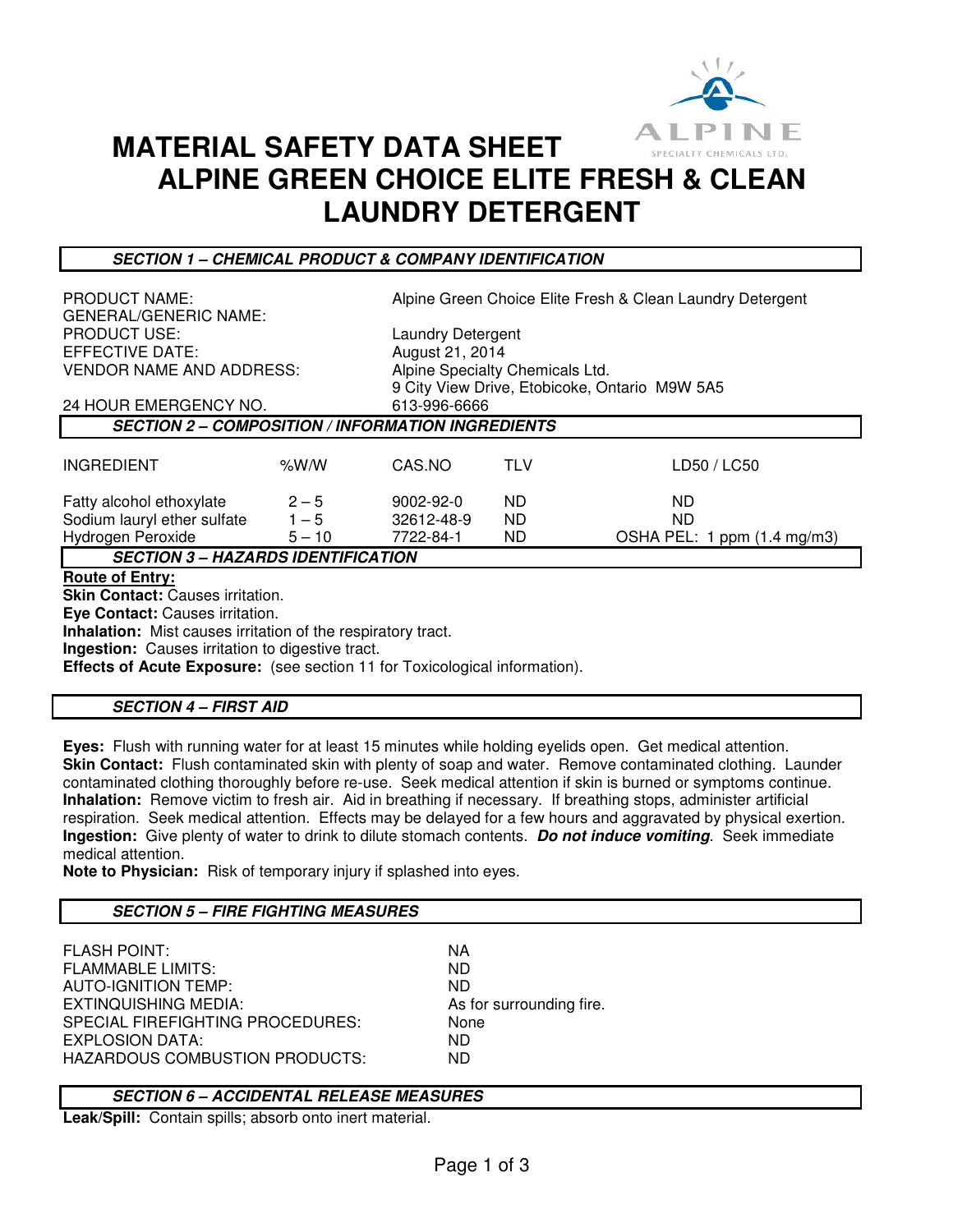# MATERIAL SAFETY DATA SHEET
# ALPINE GREEN CHOICE ELITE FRESH & CLEAN LAUNDRY DETERGENT

## *SECTION 1 – CHEMICAL PRODUCT & COMPANY IDENTIFICATION*

| | |
|---|---|
| PRODUCT NAME: | Alpine Green Choice Elite Fresh & Clean Laundry Detergent |
| GENERAL/GENERIC NAME: | |
| PRODUCT USE: | Laundry Detergent |
| EFFECTIVE DATE: | August 21, 2014 |
| VENDOR NAME AND ADDRESS: | Alpine Specialty Chemicals Ltd. 9 City View Drive, Etobicoke, Ontario M9W 5A5 |
| 24 HOUR EMERGENCY NO. | 613-996-6666 |

## *SECTION 2 – COMPOSITION / INFORMATION INGREDIENTS*

| INGREDIENT | %W/W | CAS.NO | TLV | LD50 / LC50 |
|---|---|---|---|---|
| Fatty alcohol ethoxylate | 2 – 5 | 9002-92-0 | ND | ND |
| Sodium lauryl ether sulfate | 1 – 5 | 32612-48-9 | ND | ND |
| Hydrogen Peroxide | 5 – 10 | 7722-84-1 | ND | OSHA PEL: 1 ppm (1.4 mg/m3) |

## *SECTION 3 – HAZARDS IDENTIFICATION*

**Route of Entry:**
**Skin Contact:** Causes irritation.
**Eye Contact:** Causes irritation.
**Inhalation:** Mist causes irritation of the respiratory tract.
**Ingestion:** Causes irritation to digestive tract.
**Effects of Acute Exposure:** (see section 11 for Toxicological information).

## *SECTION 4 – FIRST AID*

**Eyes:** Flush with running water for at least 15 minutes while holding eyelids open. Get medical attention.
**Skin Contact:** Flush contaminated skin with plenty of soap and water. Remove contaminated clothing. Launder contaminated clothing thoroughly before re-use. Seek medical attention if skin is burned or symptoms continue.
**Inhalation:** Remove victim to fresh air. Aid in breathing if necessary. If breathing stops, administer artificial respiration. Seek medical attention. Effects may be delayed for a few hours and aggravated by physical exertion.
**Ingestion:** Give plenty of water to drink to dilute stomach contents. ***Do not induce vomiting***. Seek immediate medical attention.
**Note to Physician:** Risk of temporary injury if splashed into eyes.

## *SECTION 5 – FIRE FIGHTING MEASURES*

| | |
|---|---|
| FLASH POINT: | NA |
| FLAMMABLE LIMITS: | ND |
| AUTO-IGNITION TEMP: | ND |
| EXTINQUISHING MEDIA: | As for surrounding fire. |
| SPECIAL FIREFIGHTING PROCEDURES: | None |
| EXPLOSION DATA: | ND |
| HAZARDOUS COMBUSTION PRODUCTS: | ND |

## *SECTION 6 – ACCIDENTAL RELEASE MEASURES*

**Leak/Spill:** Contain spills; absorb onto inert material.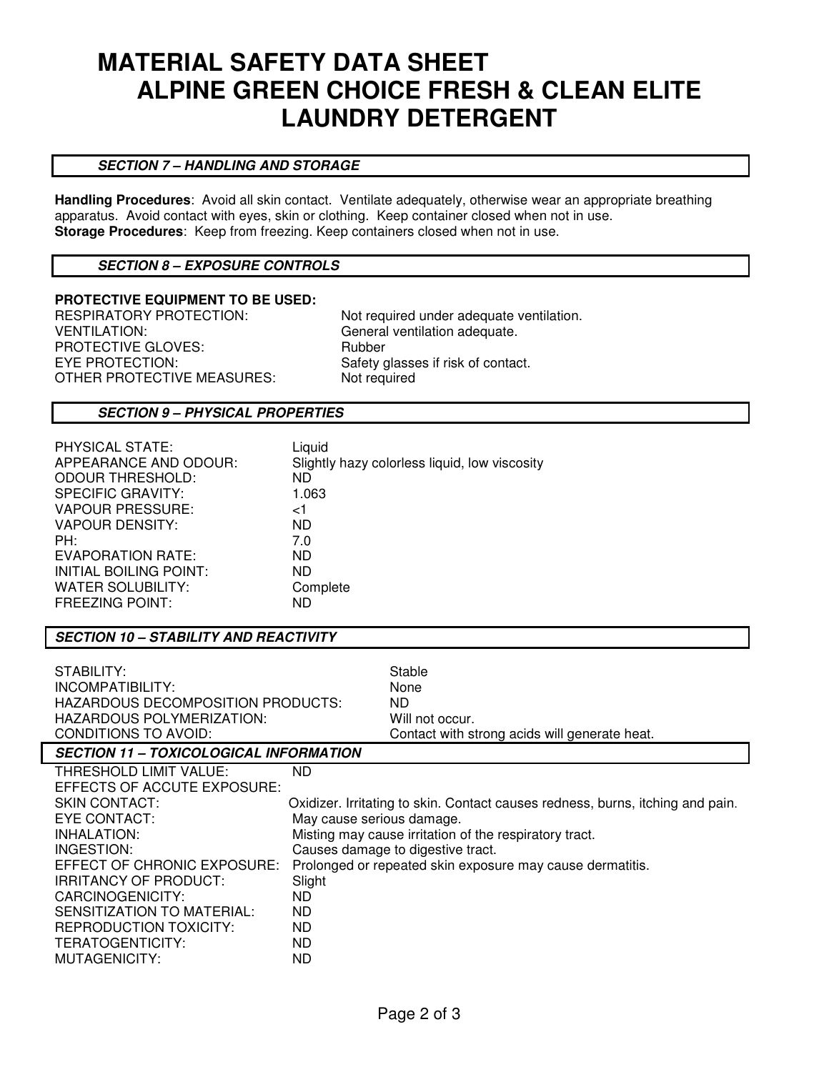# MATERIAL SAFETY DATA SHEET
# ALPINE GREEN CHOICE FRESH & CLEAN ELITE LAUNDRY DETERGENT

## *SECTION 7 – HANDLING AND STORAGE*

**Handling Procedures**: Avoid all skin contact. Ventilate adequately, otherwise wear an appropriate breathing apparatus. Avoid contact with eyes, skin or clothing. Keep container closed when not in use.
**Storage Procedures**: Keep from freezing. Keep containers closed when not in use.

## *SECTION 8 – EXPOSURE CONTROLS*

**PROTECTIVE EQUIPMENT TO BE USED:**

| | |
|---|---|
| RESPIRATORY PROTECTION: | Not required under adequate ventilation. |
| VENTILATION: | General ventilation adequate. |
| PROTECTIVE GLOVES: | Rubber |
| EYE PROTECTION: | Safety glasses if risk of contact. |
| OTHER PROTECTIVE MEASURES: | Not required |

## *SECTION 9 – PHYSICAL PROPERTIES*

| | |
|---|---|
| PHYSICAL STATE: | Liquid |
| APPEARANCE AND ODOUR: | Slightly hazy colorless liquid, low viscosity |
| ODOUR THRESHOLD: | ND |
| SPECIFIC GRAVITY: | 1.063 |
| VAPOUR PRESSURE: | <1 |
| VAPOUR DENSITY: | ND |
| PH: | 7.0 |
| EVAPORATION RATE: | ND |
| INITIAL BOILING POINT: | ND |
| WATER SOLUBILITY: | Complete |
| FREEZING POINT: | ND |

## *SECTION 10 – STABILITY AND REACTIVITY*

| | |
|---|---|
| STABILITY: | Stable |
| INCOMPATIBILITY: | None |
| HAZARDOUS DECOMPOSITION PRODUCTS: | ND |
| HAZARDOUS POLYMERIZATION: | Will not occur. |
| CONDITIONS TO AVOID: | Contact with strong acids will generate heat. |

## *SECTION 11 – TOXICOLOGICAL INFORMATION*

| | |
|---|---|
| THRESHOLD LIMIT VALUE: | ND |
| EFFECTS OF ACCUTE EXPOSURE: | |
| SKIN CONTACT: | Oxidizer. Irritating to skin. Contact causes redness, burns, itching and pain. |
| EYE CONTACT: | May cause serious damage. |
| INHALATION: | Misting may cause irritation of the respiratory tract. |
| INGESTION: | Causes damage to digestive tract. |
| EFFECT OF CHRONIC EXPOSURE: | Prolonged or repeated skin exposure may cause dermatitis. |
| IRRITANCY OF PRODUCT: | Slight |
| CARCINOGENICITY: | ND |
| SENSITIZATION TO MATERIAL: | ND |
| REPRODUCTION TOXICITY: | ND |
| TERATOGENTICITY: | ND |
| MUTAGENICITY: | ND |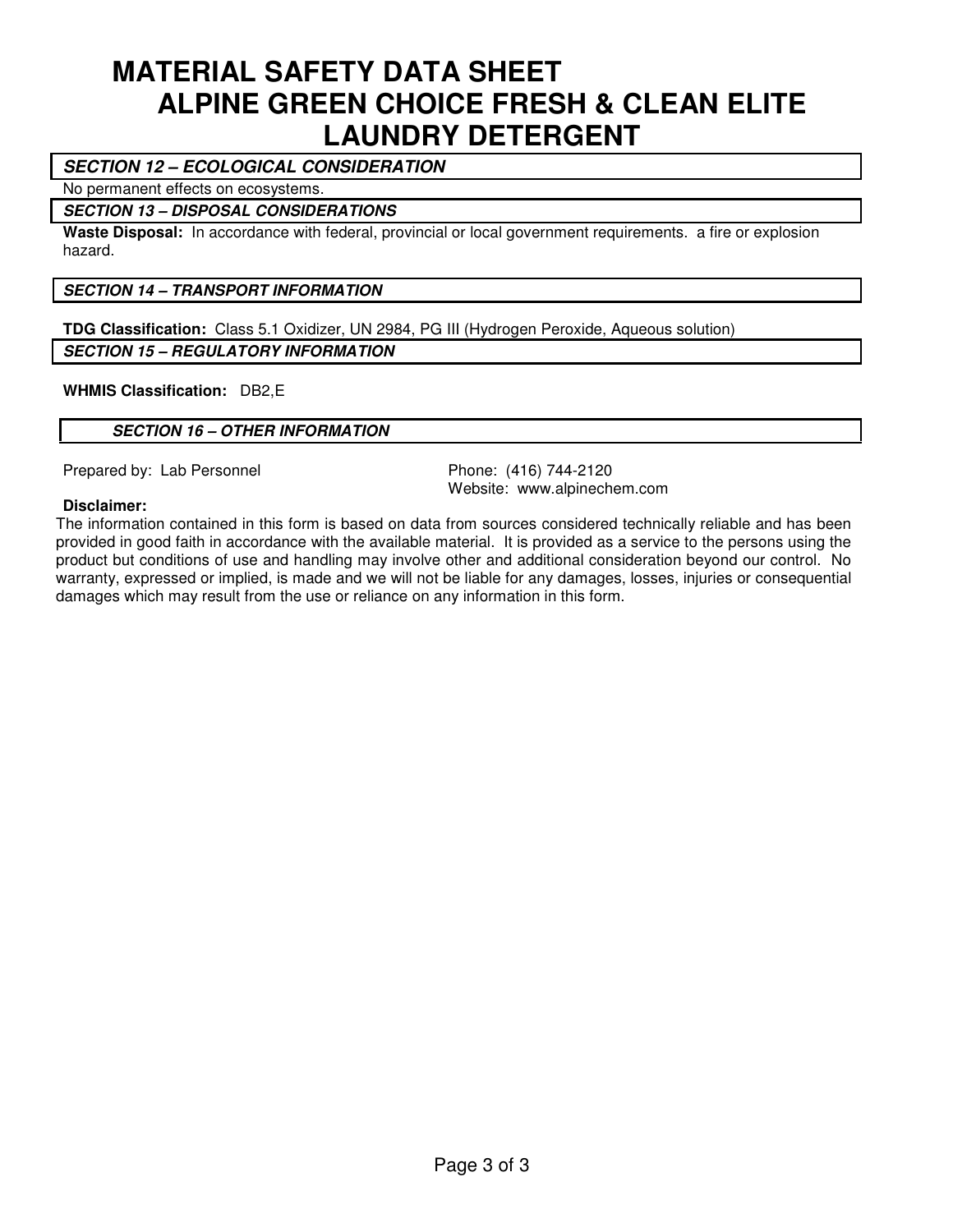# MATERIAL SAFETY DATA SHEET
## ALPINE GREEN CHOICE FRESH & CLEAN ELITE LAUNDRY DETERGENT

***SECTION 12 – ECOLOGICAL CONSIDERATION***

No permanent effects on ecosystems.

***SECTION 13 – DISPOSAL CONSIDERATIONS***

**Waste Disposal:** In accordance with federal, provincial or local government requirements. a fire or explosion hazard.

***SECTION 14 – TRANSPORT INFORMATION***

**TDG Classification:** Class 5.1 Oxidizer, UN 2984, PG III (Hydrogen Peroxide, Aqueous solution)

***SECTION 15 – REGULATORY INFORMATION***

**WHMIS Classification:** DB2,E

***SECTION 16 – OTHER INFORMATION***

Prepared by: Lab Personnel

Phone: (416) 744-2120
Website: www.alpinechem.com

**Disclaimer:**

The information contained in this form is based on data from sources considered technically reliable and has been provided in good faith in accordance with the available material. It is provided as a service to the persons using the product but conditions of use and handling may involve other and additional consideration beyond our control. No warranty, expressed or implied, is made and we will not be liable for any damages, losses, injuries or consequential damages which may result from the use or reliance on any information in this form.